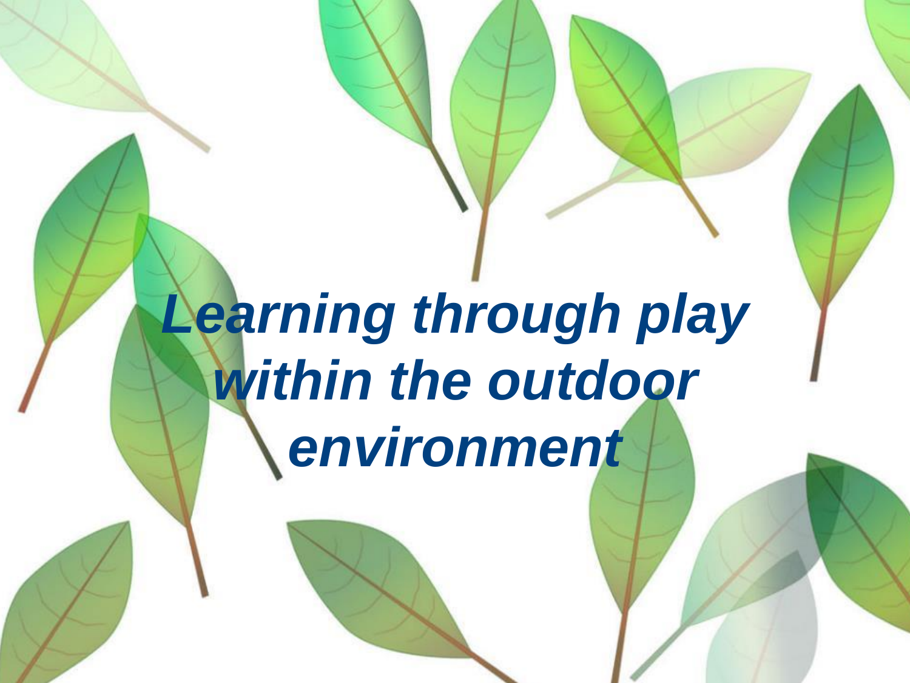# *Learning through play within the outdoor environment*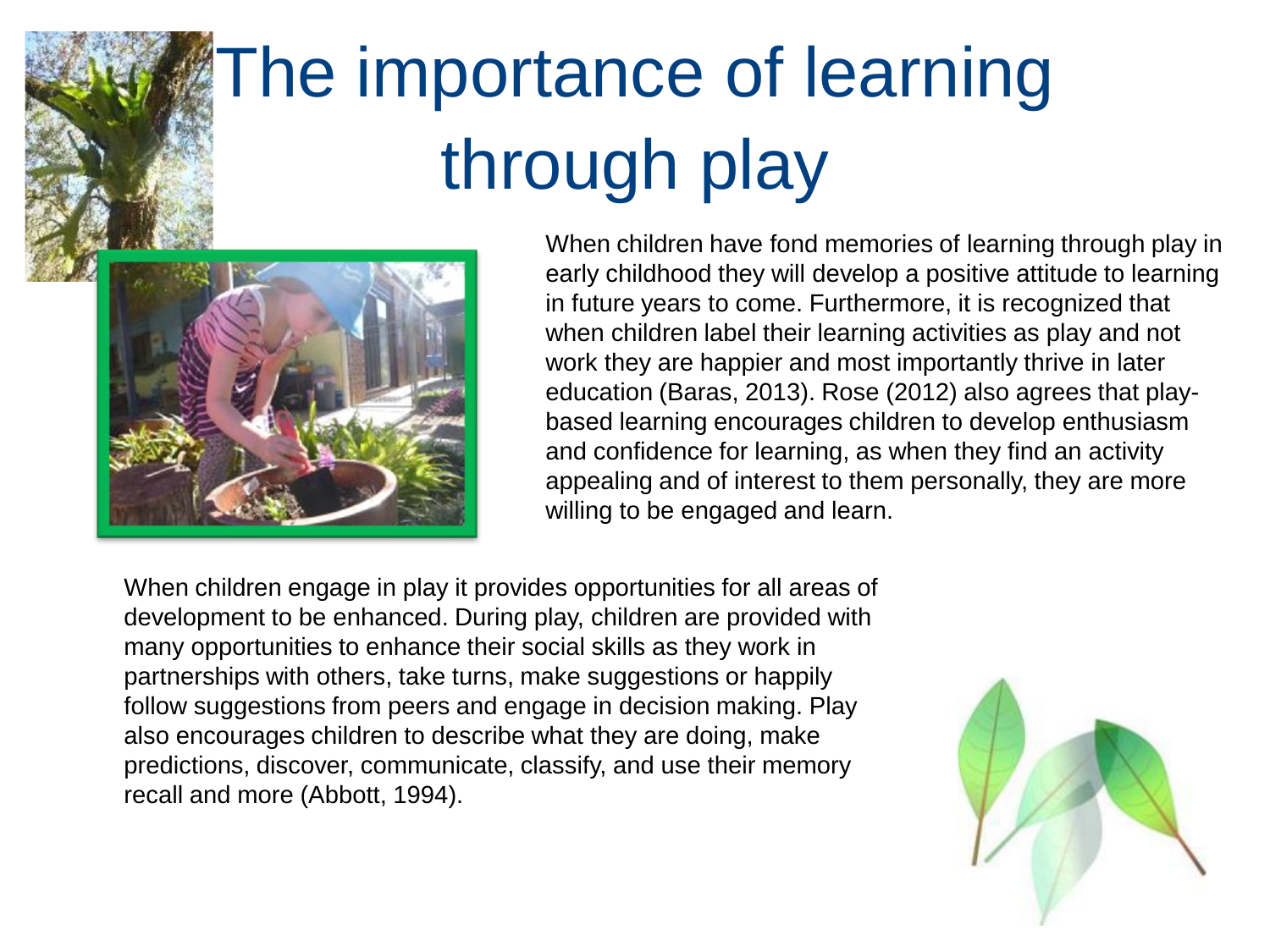# The importance of learning through play

When children have fond memories of learning through play in early childhood they will develop a positive attitude to learning in future years to come. Furthermore, it is recognized that when children label their learning activities as play and not work they are happier and most importantly thrive in later education (Baras, 2013). Rose (2012) also agrees that play-based learning encourages children to develop enthusiasm and confidence for learning, as when they find an activity appealing and of interest to them personally, they are more willing to be engaged and learn.

When children engage in play it provides opportunities for all areas of development to be enhanced. During play, children are provided with many opportunities to enhance their social skills as they work in partnerships with others, take turns, make suggestions or happily follow suggestions from peers and engage in decision making. Play also encourages children to describe what they are doing, make predictions, discover, communicate, classify, and use their memory recall and more (Abbott, 1994).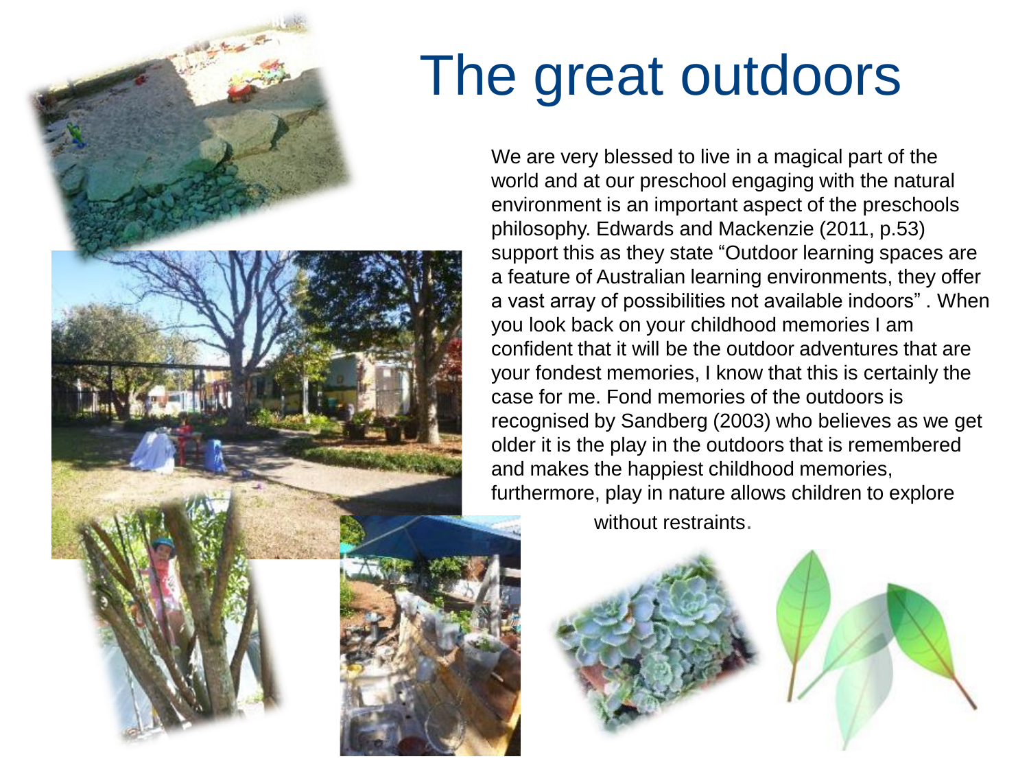# The great outdoors

We are very blessed to live in a magical part of the world and at our preschool engaging with the natural environment is an important aspect of the preschools philosophy. Edwards and Mackenzie (2011, p.53) support this as they state "Outdoor learning spaces are a feature of Australian learning environments, they offer a vast array of possibilities not available indoors" . When you look back on your childhood memories I am confident that it will be the outdoor adventures that are your fondest memories, I know that this is certainly the case for me. Fond memories of the outdoors is recognised by Sandberg (2003) who believes as we get older it is the play in the outdoors that is remembered and makes the happiest childhood memories, furthermore, play in nature allows children to explore without restraints.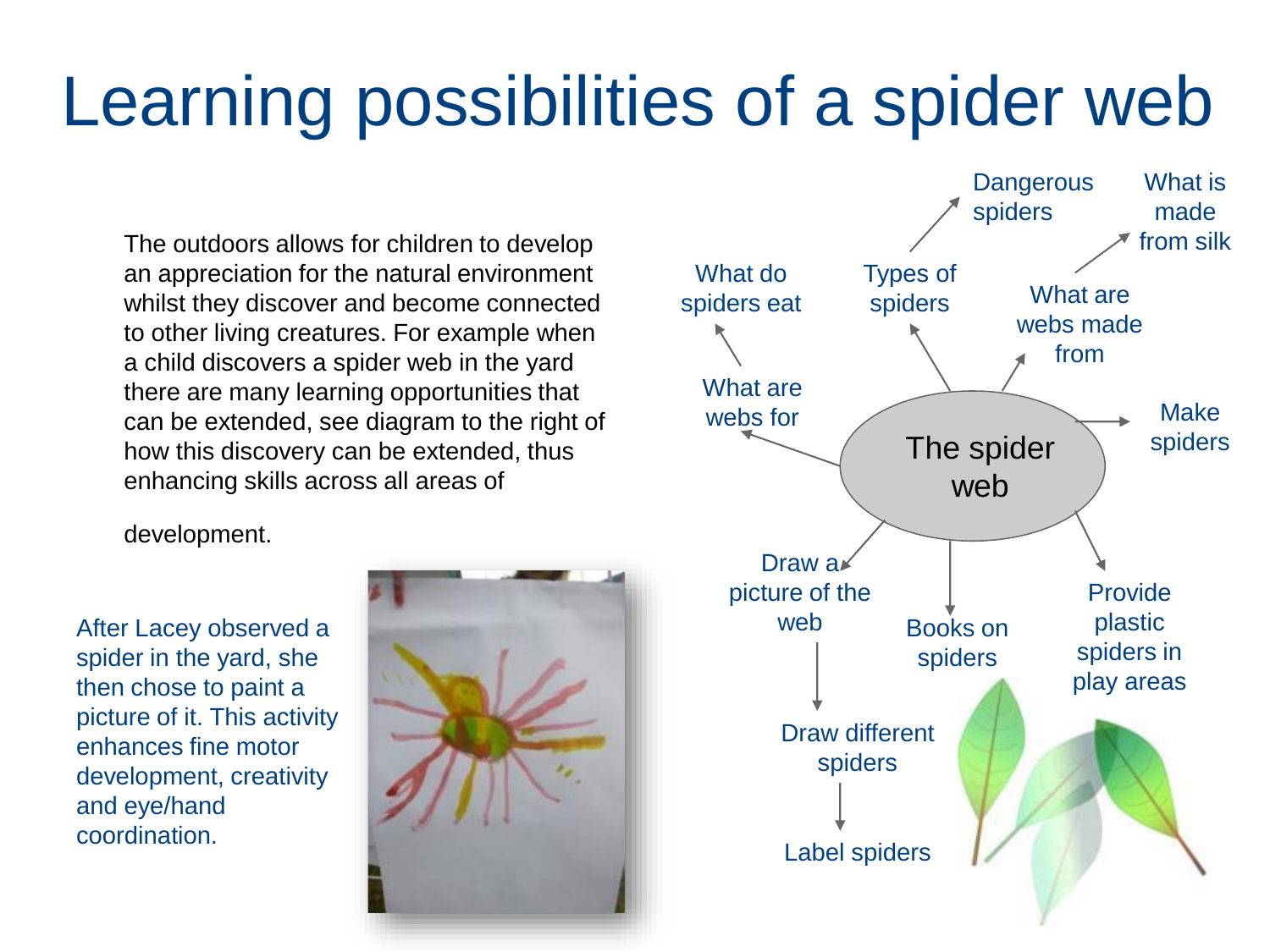# Learning possibilities of a spider web

The outdoors allows for children to develop an appreciation for the natural environment whilst they discover and become connected to other living creatures. For example when a child discovers a spider web in the yard there are many learning opportunities that can be extended, see diagram to the right of how this discovery can be extended, thus enhancing skills across all areas of

development.

After Lacey observed a spider in the yard, she then chose to paint a picture of it. This activity enhances fine motor development, creativity and eye/hand coordination.

- The spider web
  - What are webs for
    - What do spiders eat
  - Types of spiders
    - Dangerous spiders
  - What are webs made from
    - What is made from silk
  - Make spiders
  - Provide plastic spiders in play areas
  - Books on spiders
  - Draw a picture of the web
    - Draw different spiders
      - Label spiders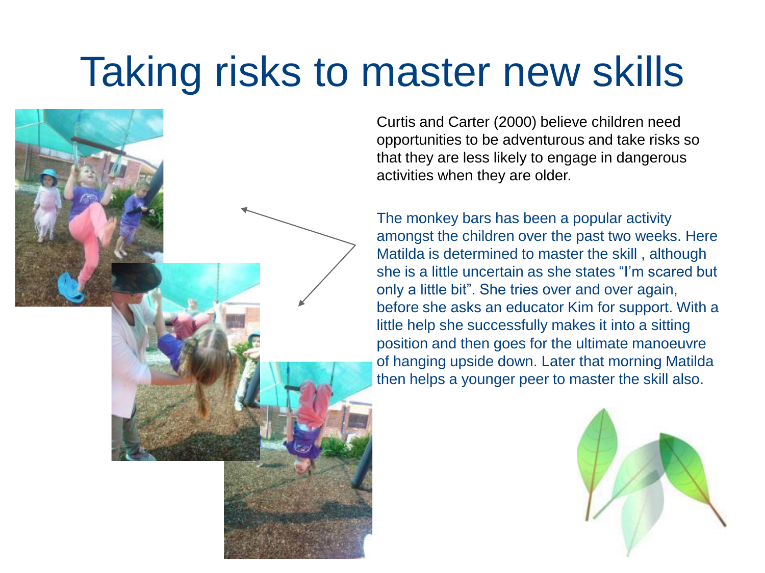# Taking risks to master new skills

Curtis and Carter (2000) believe children need opportunities to be adventurous and take risks so that they are less likely to engage in dangerous activities when they are older.

The monkey bars has been a popular activity amongst the children over the past two weeks. Here Matilda is determined to master the skill , although she is a little uncertain as she states “I’m scared but only a little bit”. She tries over and over again, before she asks an educator Kim for support. With a little help she successfully makes it into a sitting position and then goes for the ultimate manoeuvre of hanging upside down. Later that morning Matilda then helps a younger peer to master the skill also.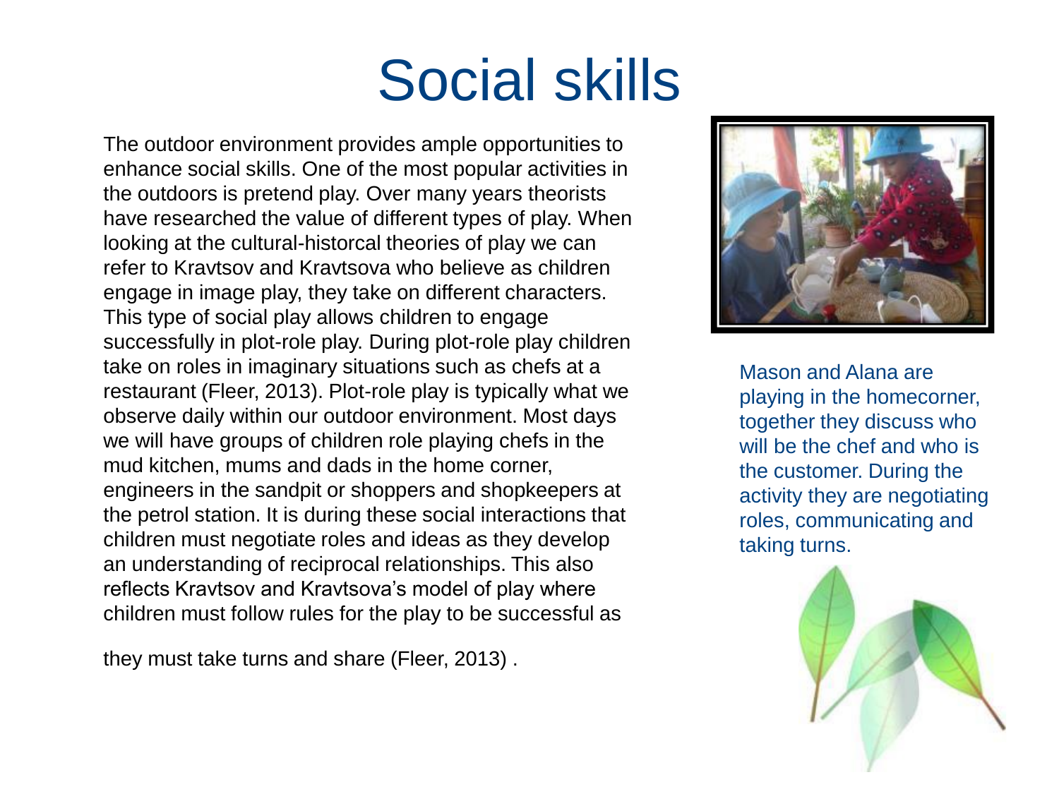# Social skills

The outdoor environment provides ample opportunities to enhance social skills. One of the most popular activities in the outdoors is pretend play. Over many years theorists have researched the value of different types of play. When looking at the cultural-historcal theories of play we can refer to Kravtsov and Kravtsova who believe as children engage in image play, they take on different characters. This type of social play allows children to engage successfully in plot-role play. During plot-role play children take on roles in imaginary situations such as chefs at a restaurant (Fleer, 2013). Plot-role play is typically what we observe daily within our outdoor environment. Most days we will have groups of children role playing chefs in the mud kitchen, mums and dads in the home corner, engineers in the sandpit or shoppers and shopkeepers at the petrol station. It is during these social interactions that children must negotiate roles and ideas as they develop an understanding of reciprocal relationships. This also reflects Kravtsov and Kravtsova's model of play where children must follow rules for the play to be successful as

they must take turns and share (Fleer, 2013) .

Mason and Alana are playing in the homecorner, together they discuss who will be the chef and who is the customer. During the activity they are negotiating roles, communicating and taking turns.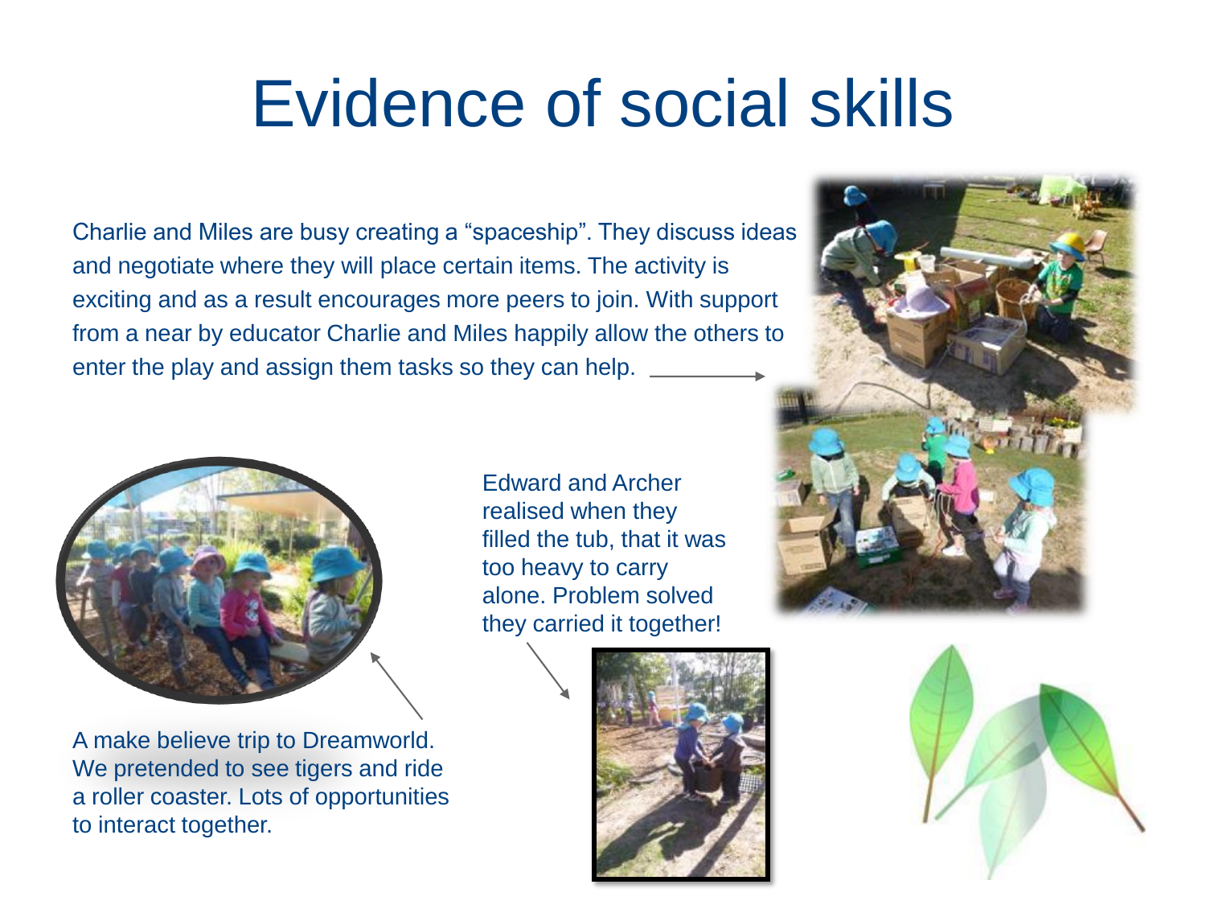# Evidence of social skills

Charlie and Miles are busy creating a "spaceship". They discuss ideas and negotiate where they will place certain items. The activity is exciting and as a result encourages more peers to join. With support from a near by educator Charlie and Miles happily allow the others to enter the play and assign them tasks so they can help.

Edward and Archer realised when they filled the tub, that it was too heavy to carry alone. Problem solved they carried it together!

A make believe trip to Dreamworld. We pretended to see tigers and ride a roller coaster. Lots of opportunities to interact together.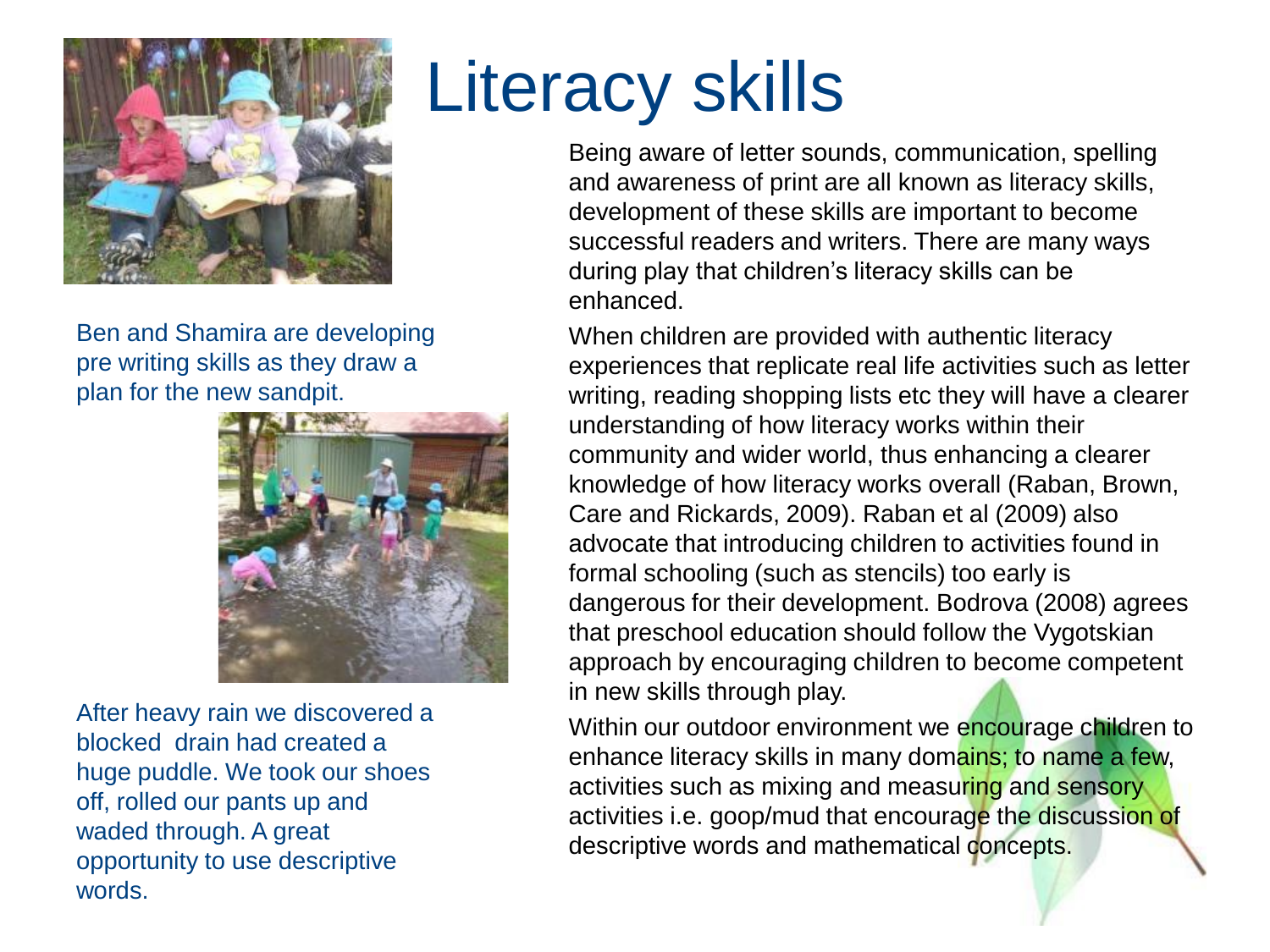# Literacy skills

Ben and Shamira are developing pre writing skills as they draw a plan for the new sandpit.

After heavy rain we discovered a blocked drain had created a huge puddle. We took our shoes off, rolled our pants up and waded through. A great opportunity to use descriptive words.

Being aware of letter sounds, communication, spelling and awareness of print are all known as literacy skills, development of these skills are important to become successful readers and writers. There are many ways during play that children's literacy skills can be enhanced.

When children are provided with authentic literacy experiences that replicate real life activities such as letter writing, reading shopping lists etc they will have a clearer understanding of how literacy works within their community and wider world, thus enhancing a clearer knowledge of how literacy works overall (Raban, Brown, Care and Rickards, 2009). Raban et al (2009) also advocate that introducing children to activities found in formal schooling (such as stencils) too early is dangerous for their development. Bodrova (2008) agrees that preschool education should follow the Vygotskian approach by encouraging children to become competent in new skills through play.

Within our outdoor environment we encourage children to enhance literacy skills in many domains; to name a few, activities such as mixing and measuring and sensory activities i.e. goop/mud that encourage the discussion of descriptive words and mathematical concepts.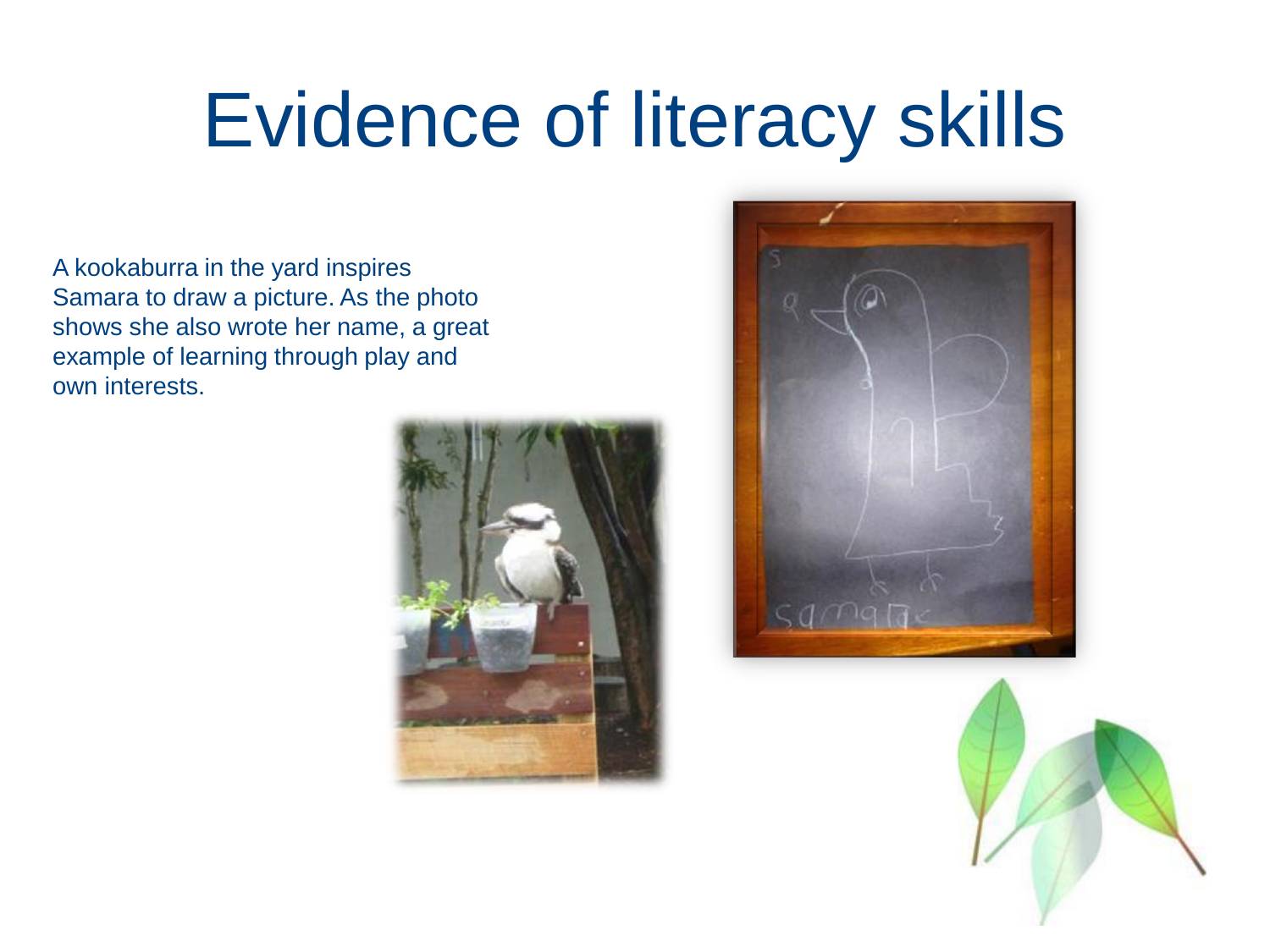# Evidence of literacy skills

A kookaburra in the yard inspires Samara to draw a picture. As the photo shows she also wrote her name, a great example of learning through play and own interests.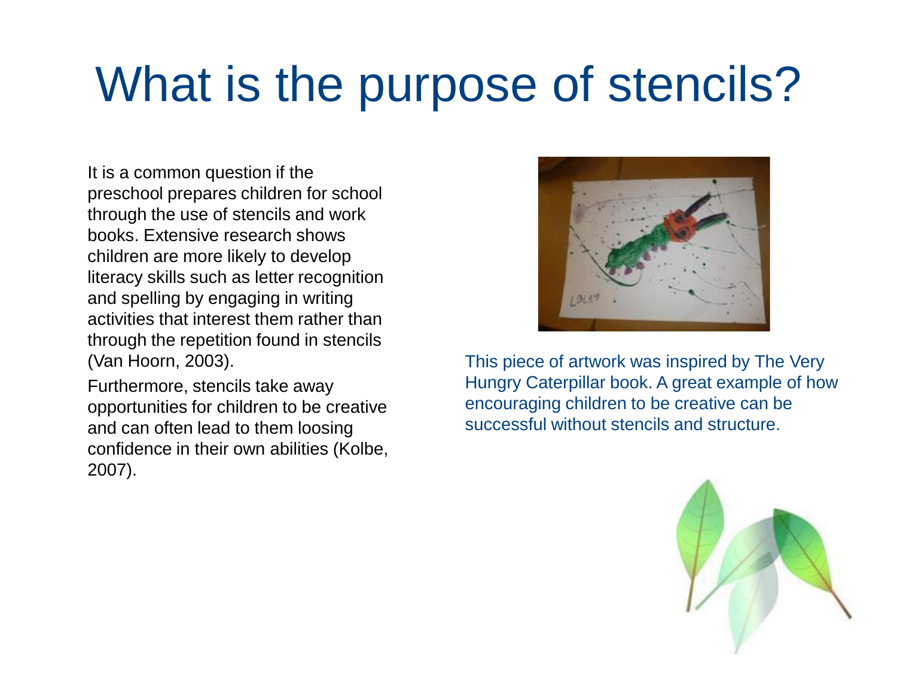# What is the purpose of stencils?

It is a common question if the preschool prepares children for school through the use of stencils and work books. Extensive research shows children are more likely to develop literacy skills such as letter recognition and spelling by engaging in writing activities that interest them rather than through the repetition found in stencils (Van Hoorn, 2003).

Furthermore, stencils take away opportunities for children to be creative and can often lead to them loosing confidence in their own abilities (Kolbe, 2007).

This piece of artwork was inspired by The Very Hungry Caterpillar book. A great example of how encouraging children to be creative can be successful without stencils and structure.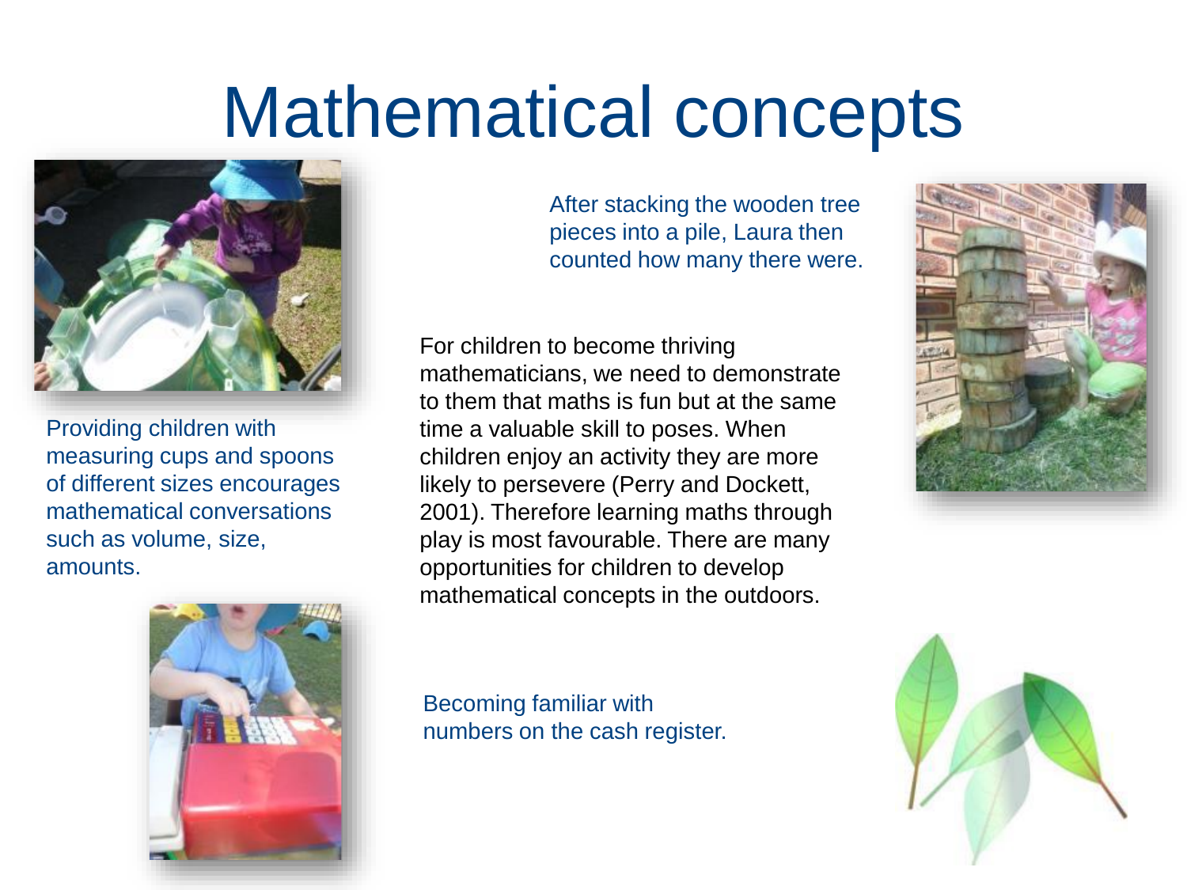# Mathematical concepts

After stacking the wooden tree pieces into a pile, Laura then counted how many there were.

Providing children with measuring cups and spoons of different sizes encourages mathematical conversations such as volume, size, amounts.

For children to become thriving mathematicians, we need to demonstrate to them that maths is fun but at the same time a valuable skill to poses. When children enjoy an activity they are more likely to persevere (Perry and Dockett, 2001). Therefore learning maths through play is most favourable. There are many opportunities for children to develop mathematical concepts in the outdoors.

Becoming familiar with numbers on the cash register.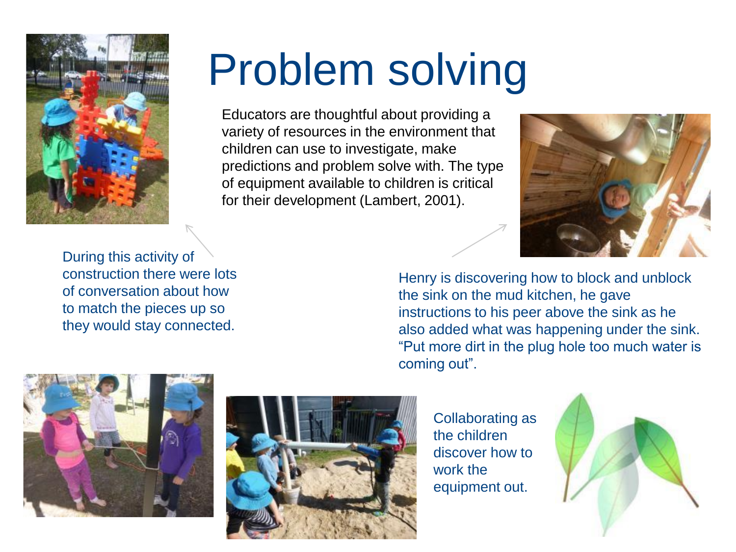# Problem solving

Educators are thoughtful about providing a variety of resources in the environment that children can use to investigate, make predictions and problem solve with. The type of equipment available to children is critical for their development (Lambert, 2001).

During this activity of construction there were lots of conversation about how to match the pieces up so they would stay connected.

Henry is discovering how to block and unblock the sink on the mud kitchen, he gave instructions to his peer above the sink as he also added what was happening under the sink. “Put more dirt in the plug hole too much water is coming out”.

Collaborating as the children discover how to work the equipment out.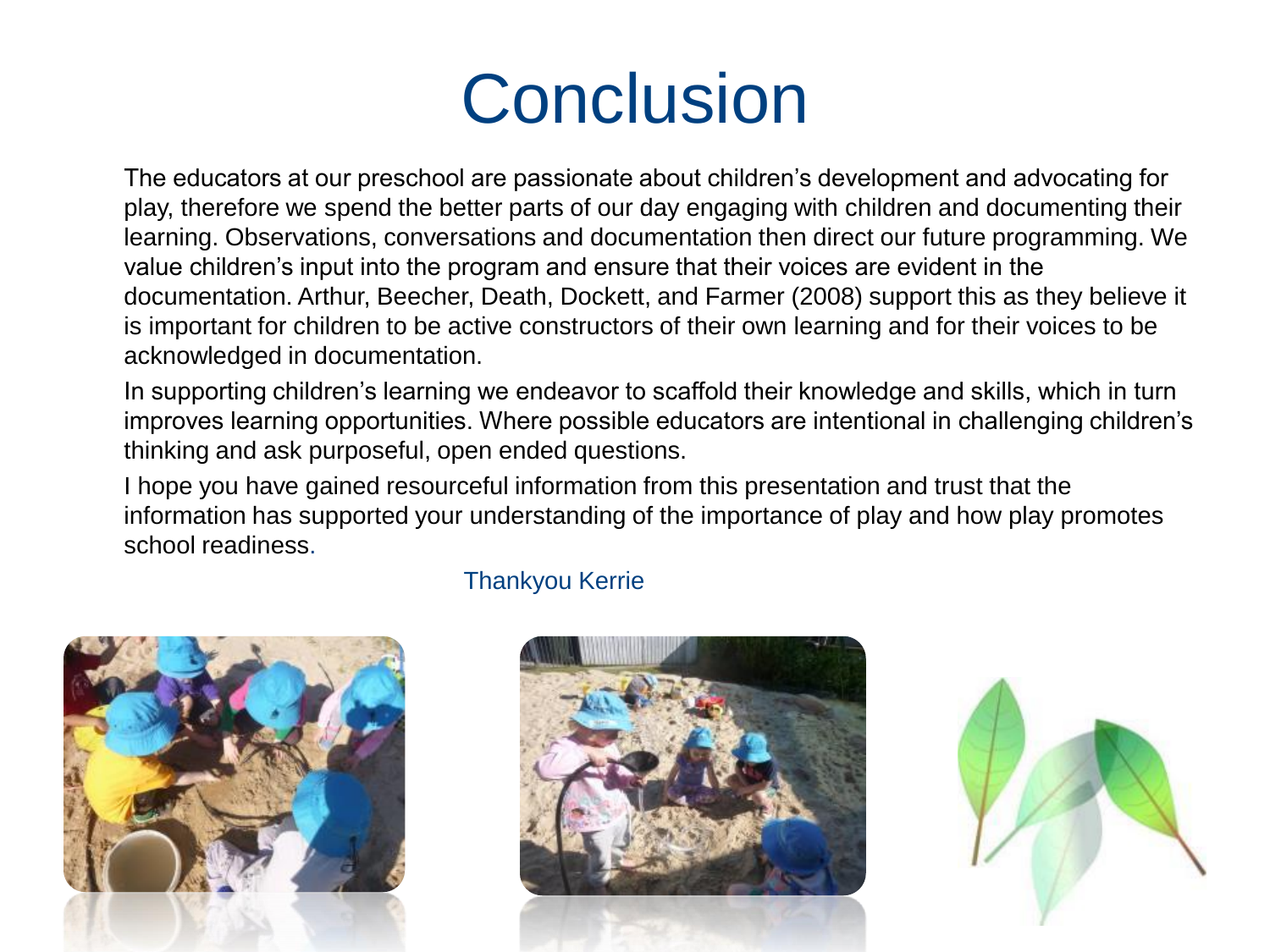# Conclusion

The educators at our preschool are passionate about children's development and advocating for play, therefore we spend the better parts of our day engaging with children and documenting their learning. Observations, conversations and documentation then direct our future programming. We value children's input into the program and ensure that their voices are evident in the documentation. Arthur, Beecher, Death, Dockett, and Farmer (2008) support this as they believe it is important for children to be active constructors of their own learning and for their voices to be acknowledged in documentation.

In supporting children's learning we endeavor to scaffold their knowledge and skills, which in turn improves learning opportunities. Where possible educators are intentional in challenging children's thinking and ask purposeful, open ended questions.

I hope you have gained resourceful information from this presentation and trust that the information has supported your understanding of the importance of play and how play promotes school readiness.

Thankyou Kerrie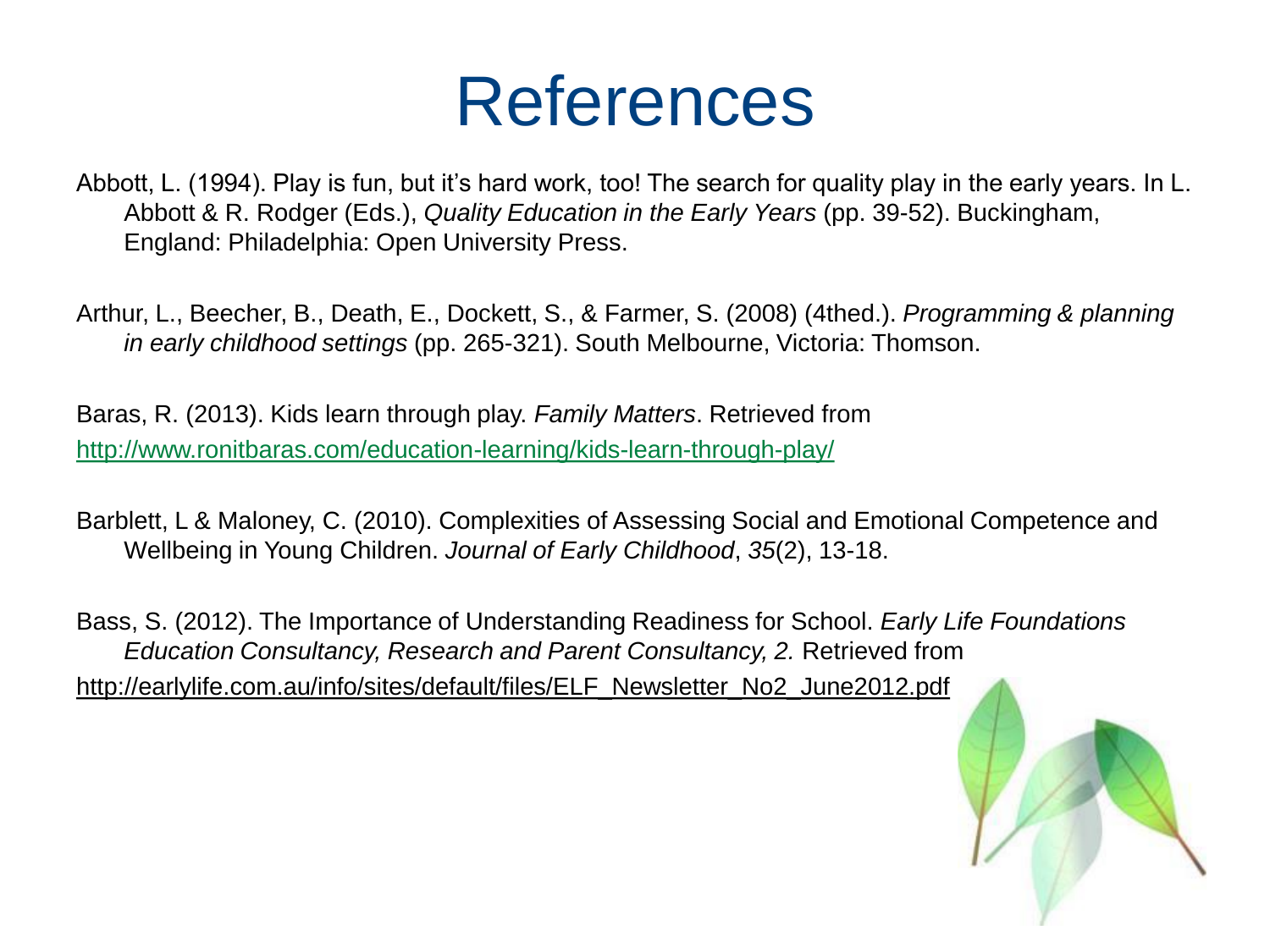# References

Abbott, L. (1994). Play is fun, but it's hard work, too! The search for quality play in the early years. In L. Abbott & R. Rodger (Eds.), *Quality Education in the Early Years* (pp. 39-52). Buckingham, England: Philadelphia: Open University Press.

Arthur, L., Beecher, B., Death, E., Dockett, S., & Farmer, S. (2008) (4thed.). *Programming & planning in early childhood settings* (pp. 265-321). South Melbourne, Victoria: Thomson.

Baras, R. (2013). Kids learn through play. *Family Matters*. Retrieved from http://www.ronitbaras.com/education-learning/kids-learn-through-play/

Barblett, L & Maloney, C. (2010). Complexities of Assessing Social and Emotional Competence and Wellbeing in Young Children. *Journal of Early Childhood*, *35*(2), 13-18.

Bass, S. (2012). The Importance of Understanding Readiness for School. *Early Life Foundations Education Consultancy, Research and Parent Consultancy, 2.* Retrieved from http://earlylife.com.au/info/sites/default/files/ELF_Newsletter_No2_June2012.pdf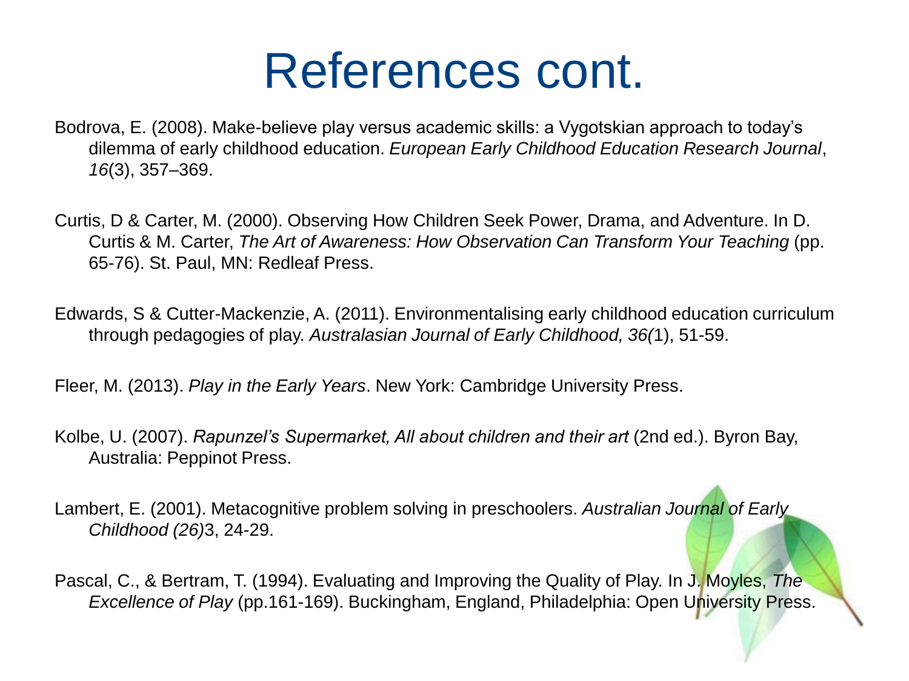# References cont.

Bodrova, E. (2008). Make-believe play versus academic skills: a Vygotskian approach to today's dilemma of early childhood education. *European Early Childhood Education Research Journal*, *16*(3), 357–369.

Curtis, D & Carter, M. (2000). Observing How Children Seek Power, Drama, and Adventure. In D. Curtis & M. Carter, *The Art of Awareness: How Observation Can Transform Your Teaching* (pp. 65-76). St. Paul, MN: Redleaf Press.

Edwards, S & Cutter-Mackenzie, A. (2011). Environmentalising early childhood education curriculum through pedagogies of play. *Australasian Journal of Early Childhood, 36(*1), 51-59.

Fleer, M. (2013). *Play in the Early Years*. New York: Cambridge University Press.

Kolbe, U. (2007). *Rapunzel's Supermarket, All about children and their art* (2nd ed.). Byron Bay, Australia: Peppinot Press.

Lambert, E. (2001). Metacognitive problem solving in preschoolers. *Australian Journal of Early Childhood (26)*3, 24-29.

Pascal, C., & Bertram, T. (1994). Evaluating and Improving the Quality of Play. In J. Moyles, *The Excellence of Play* (pp.161-169). Buckingham, England, Philadelphia: Open University Press.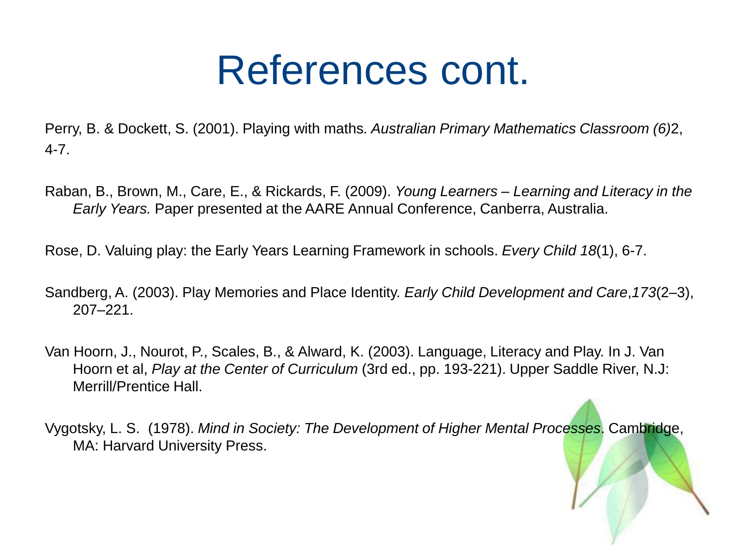# References cont.

Perry, B. & Dockett, S. (2001). Playing with maths*. Australian Primary Mathematics Classroom (6)*2, 4-7.

Raban, B., Brown, M., Care, E., & Rickards, F. (2009). *Young Learners – Learning and Literacy in the Early Years.* Paper presented at the AARE Annual Conference, Canberra, Australia.

Rose, D. Valuing play: the Early Years Learning Framework in schools. *Every Child 18*(1), 6-7.

Sandberg, A. (2003). Play Memories and Place Identity. *Early Child Development and Care*,*173*(2–3), 207–221.

Van Hoorn, J., Nourot, P., Scales, B., & Alward, K. (2003). Language, Literacy and Play. In J. Van Hoorn et al, *Play at the Center of Curriculum* (3rd ed., pp. 193-221). Upper Saddle River, N.J: Merrill/Prentice Hall.

Vygotsky, L. S. (1978). *Mind in Society: The Development of Higher Mental Processes*. Cambridge, MA: Harvard University Press.